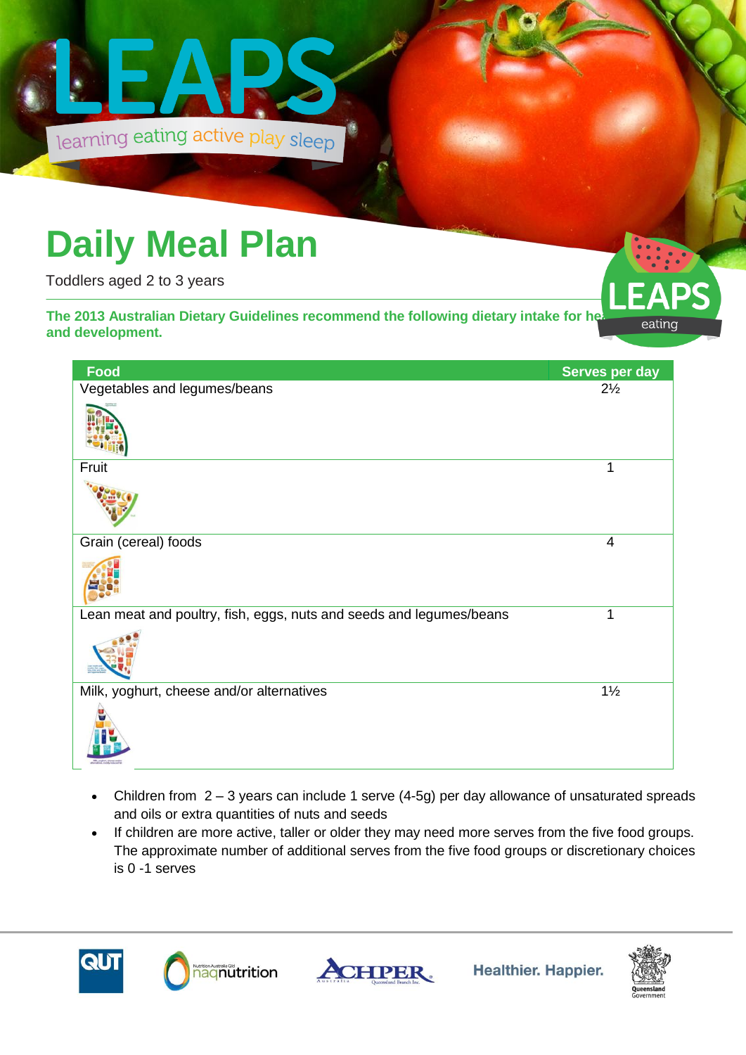# LEAPS

learning eating active play sleep

# Daily Meal Plan

Toddlers aged 2 to 3 years

**The 2013 Australian Dietary Guidelines recommend the following dietary intake for healthy growth and development.**

| Food | Serves per day |
|---|---|
| Vegetables and legumes/beans | 2½ |
| Fruit | 1 |
| Grain (cereal) foods | 4 |
| Lean meat and poultry, fish, eggs, nuts and seeds and legumes/beans | 1 |
| Milk, yoghurt, cheese and/or alternatives | 1½ |

- Children from 2 – 3 years can include 1 serve (4-5g) per day allowance of unsaturated spreads and oils or extra quantities of nuts and seeds
- If children are more active, taller or older they may need more serves from the five food groups. The approximate number of additional serves from the five food groups or discretionary choices is 0 -1 serves

Healthier. Happier.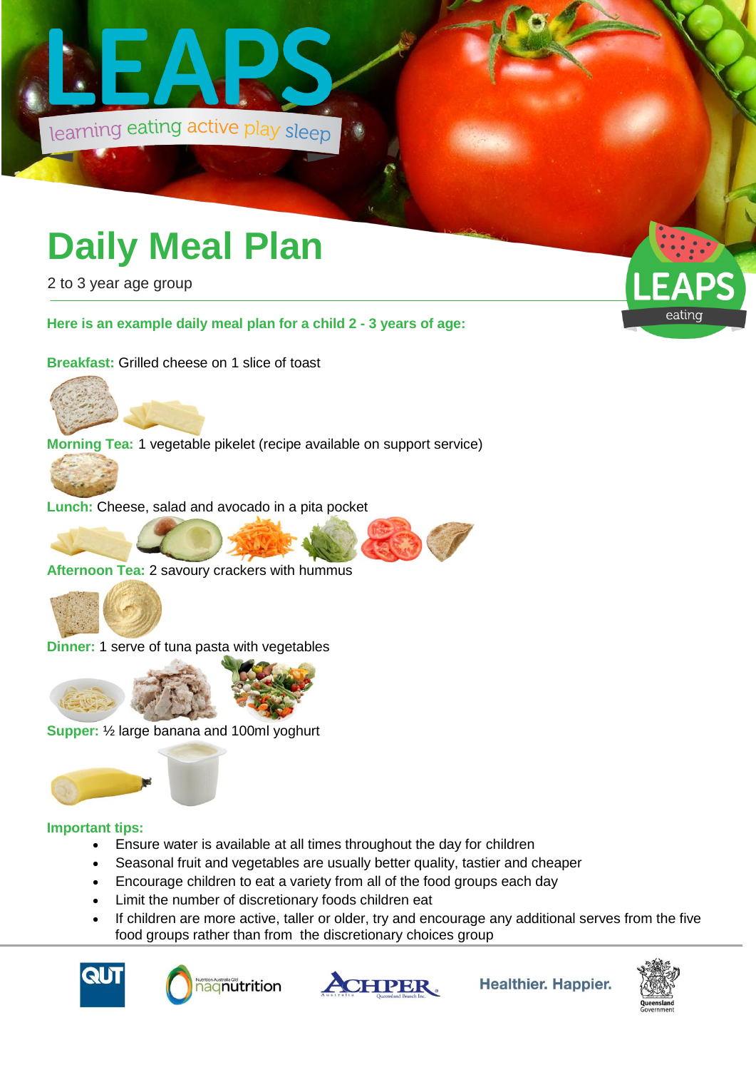LEAPS

learning eating active play sleep

# Daily Meal Plan

2 to 3 year age group

LEAPS eating

**Here is an example daily meal plan for a child 2 - 3 years of age:**

**Breakfast:** Grilled cheese on 1 slice of toast

**Morning Tea:** 1 vegetable pikelet (recipe available on support service)

**Lunch:** Cheese, salad and avocado in a pita pocket

**Afternoon Tea:** 2 savoury crackers with hummus

**Dinner:** 1 serve of tuna pasta with vegetables

**Supper:** ½ large banana and 100ml yoghurt

**Important tips:**

- Ensure water is available at all times throughout the day for children
- Seasonal fruit and vegetables are usually better quality, tastier and cheaper
- Encourage children to eat a variety from all of the food groups each day
- Limit the number of discretionary foods children eat
- If children are more active, taller or older, try and encourage any additional serves from the five food groups rather than from the discretionary choices group

QUT | naqnutrition | ACHPER | Healthier. Happier. | Queensland Government